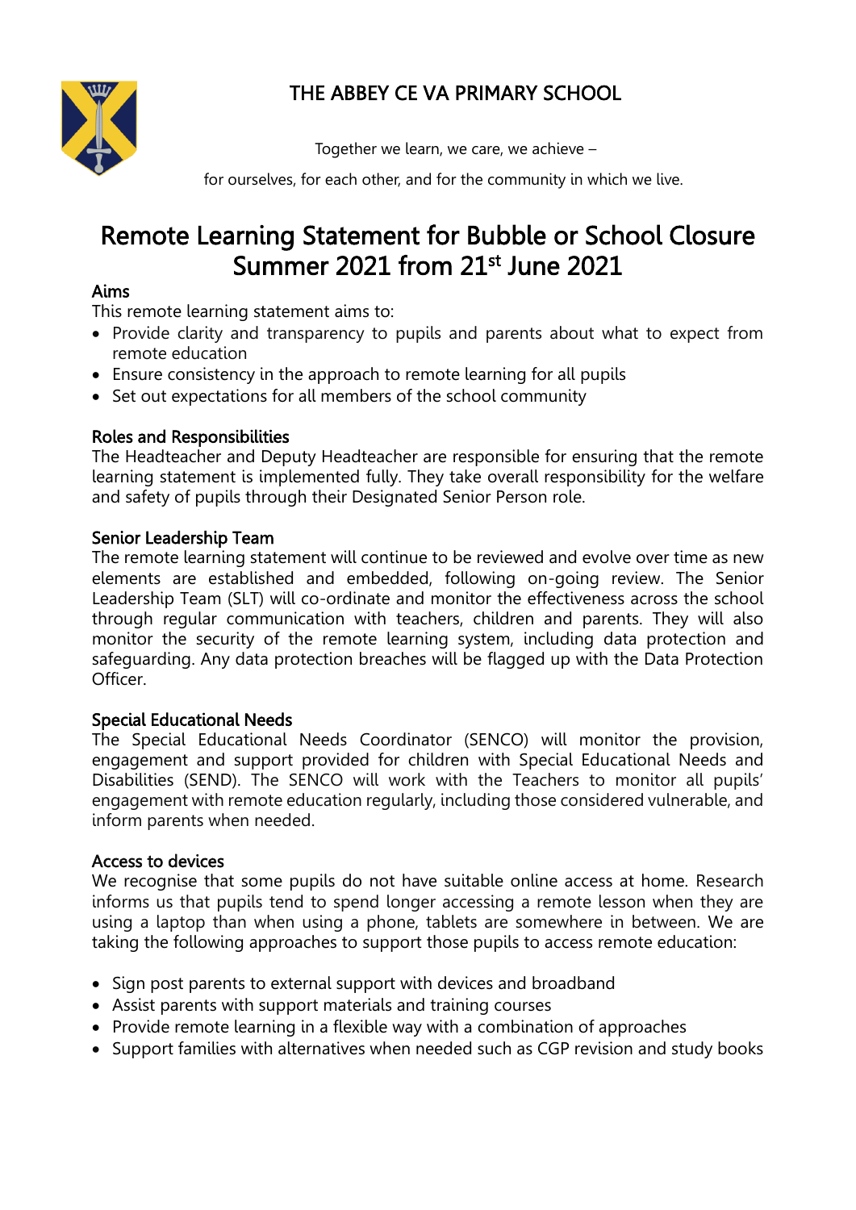# THE ABBEY CE VA PRIMARY SCHOOL

Together we learn, we care, we achieve –

for ourselves, for each other, and for the community in which we live.

# Remote Learning Statement for Bubble or School Closure Summer 2021 from 21st June 2021

## Aims

This remote learning statement aims to:

- Provide clarity and transparency to pupils and parents about what to expect from remote education
- Ensure consistency in the approach to remote learning for all pupils
- Set out expectations for all members of the school community

## Roles and Responsibilities

The Headteacher and Deputy Headteacher are responsible for ensuring that the remote learning statement is implemented fully. They take overall responsibility for the welfare and safety of pupils through their Designated Senior Person role.

## Senior Leadership Team

The remote learning statement will continue to be reviewed and evolve over time as new elements are established and embedded, following on-going review. The Senior Leadership Team (SLT) will co-ordinate and monitor the effectiveness across the school through regular communication with teachers, children and parents. They will also monitor the security of the remote learning system, including data protection and safeguarding. Any data protection breaches will be flagged up with the Data Protection Officer.

## Special Educational Needs

The Special Educational Needs Coordinator (SENCO) will monitor the provision, engagement and support provided for children with Special Educational Needs and Disabilities (SEND). The SENCO will work with the Teachers to monitor all pupils' engagement with remote education regularly, including those considered vulnerable, and inform parents when needed.

## Access to devices

We recognise that some pupils do not have suitable online access at home. Research informs us that pupils tend to spend longer accessing a remote lesson when they are using a laptop than when using a phone, tablets are somewhere in between. We are taking the following approaches to support those pupils to access remote education:

- Sign post parents to external support with devices and broadband
- Assist parents with support materials and training courses
- Provide remote learning in a flexible way with a combination of approaches
- Support families with alternatives when needed such as CGP revision and study books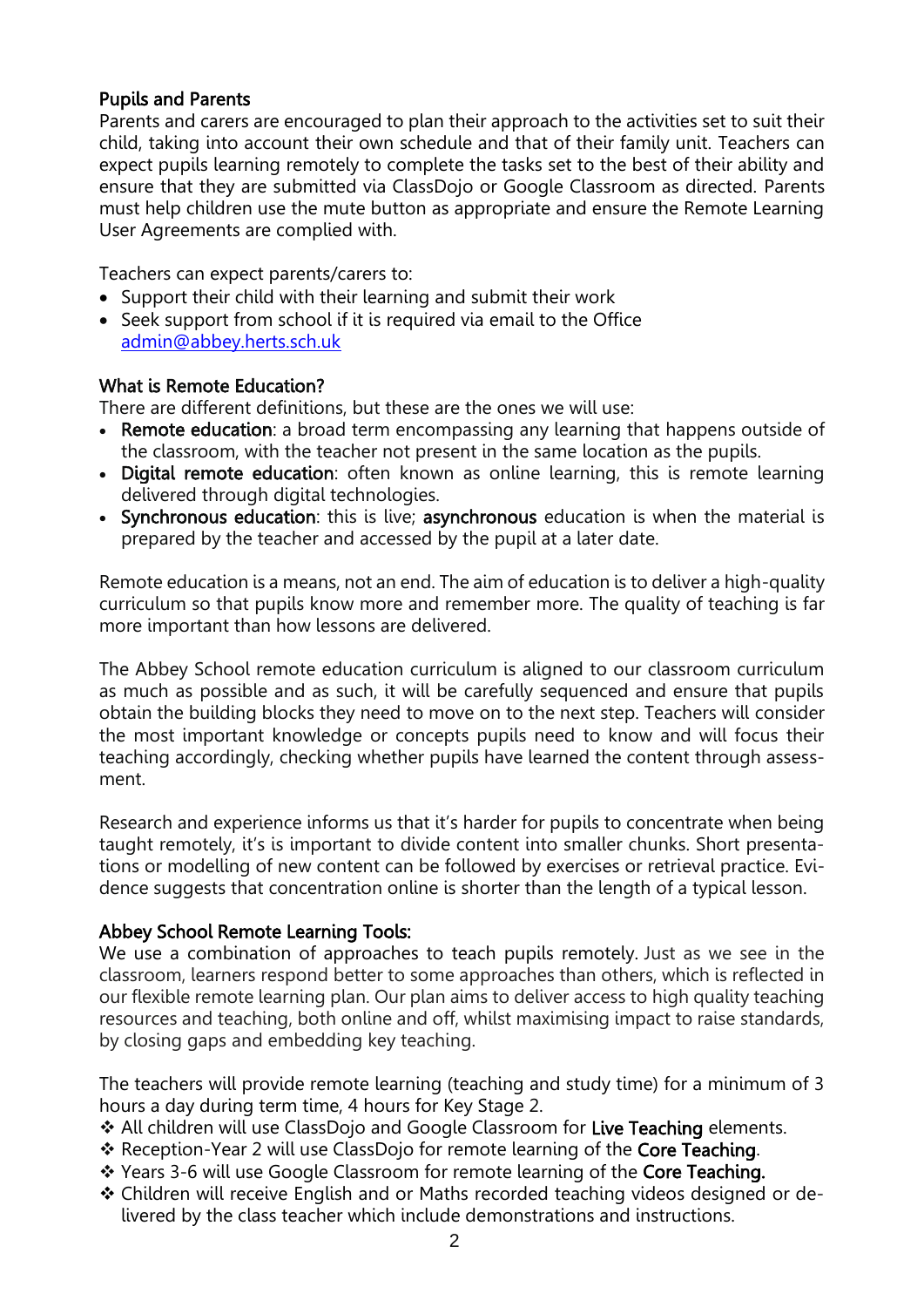### Pupils and Parents

Parents and carers are encouraged to plan their approach to the activities set to suit their child, taking into account their own schedule and that of their family unit. Teachers can expect pupils learning remotely to complete the tasks set to the best of their ability and ensure that they are submitted via ClassDojo or Google Classroom as directed. Parents must help children use the mute button as appropriate and ensure the Remote Learning User Agreements are complied with.

Teachers can expect parents/carers to:

- Support their child with their learning and submit their work
- Seek support from school if it is required via email to the Office [admin@abbey.herts.sch.uk](mailto:admin@abbey.herts.sch.uk)

### What is Remote Education?

There are different definitions, but these are the ones we will use:

- **Remote education**: a broad term encompassing any learning that happens outside of the classroom, with the teacher not present in the same location as the pupils.
- **Digital remote education**: often known as online learning, this is remote learning delivered through digital technologies.
- **Synchronous education**: this is live; **asynchronous** education is when the material is prepared by the teacher and accessed by the pupil at a later date.

Remote education is a means, not an end. The aim of education is to deliver a high-quality curriculum so that pupils know more and remember more. The quality of teaching is far more important than how lessons are delivered.

The Abbey School remote education curriculum is aligned to our classroom curriculum as much as possible and as such, it will be carefully sequenced and ensure that pupils obtain the building blocks they need to move on to the next step. Teachers will consider the most important knowledge or concepts pupils need to know and will focus their teaching accordingly, checking whether pupils have learned the content through assessment.

Research and experience informs us that it's harder for pupils to concentrate when being taught remotely, it's is important to divide content into smaller chunks. Short presentations or modelling of new content can be followed by exercises or retrieval practice. Evidence suggests that concentration online is shorter than the length of a typical lesson.

### Abbey School Remote Learning Tools:

We use a combination of approaches to teach pupils remotely. Just as we see in the classroom, learners respond better to some approaches than others, which is reflected in our flexible remote learning plan. Our plan aims to deliver access to high quality teaching resources and teaching, both online and off, whilst maximising impact to raise standards, by closing gaps and embedding key teaching.

The teachers will provide remote learning (teaching and study time) for a minimum of 3 hours a day during term time, 4 hours for Key Stage 2.

- All children will use ClassDojo and Google Classroom for **Live Teaching** elements.
- Reception-Year 2 will use ClassDojo for remote learning of the **Core Teaching**.
- Years 3-6 will use Google Classroom for remote learning of the **Core Teaching.**
- Children will receive English and or Maths recorded teaching videos designed or delivered by the class teacher which include demonstrations and instructions.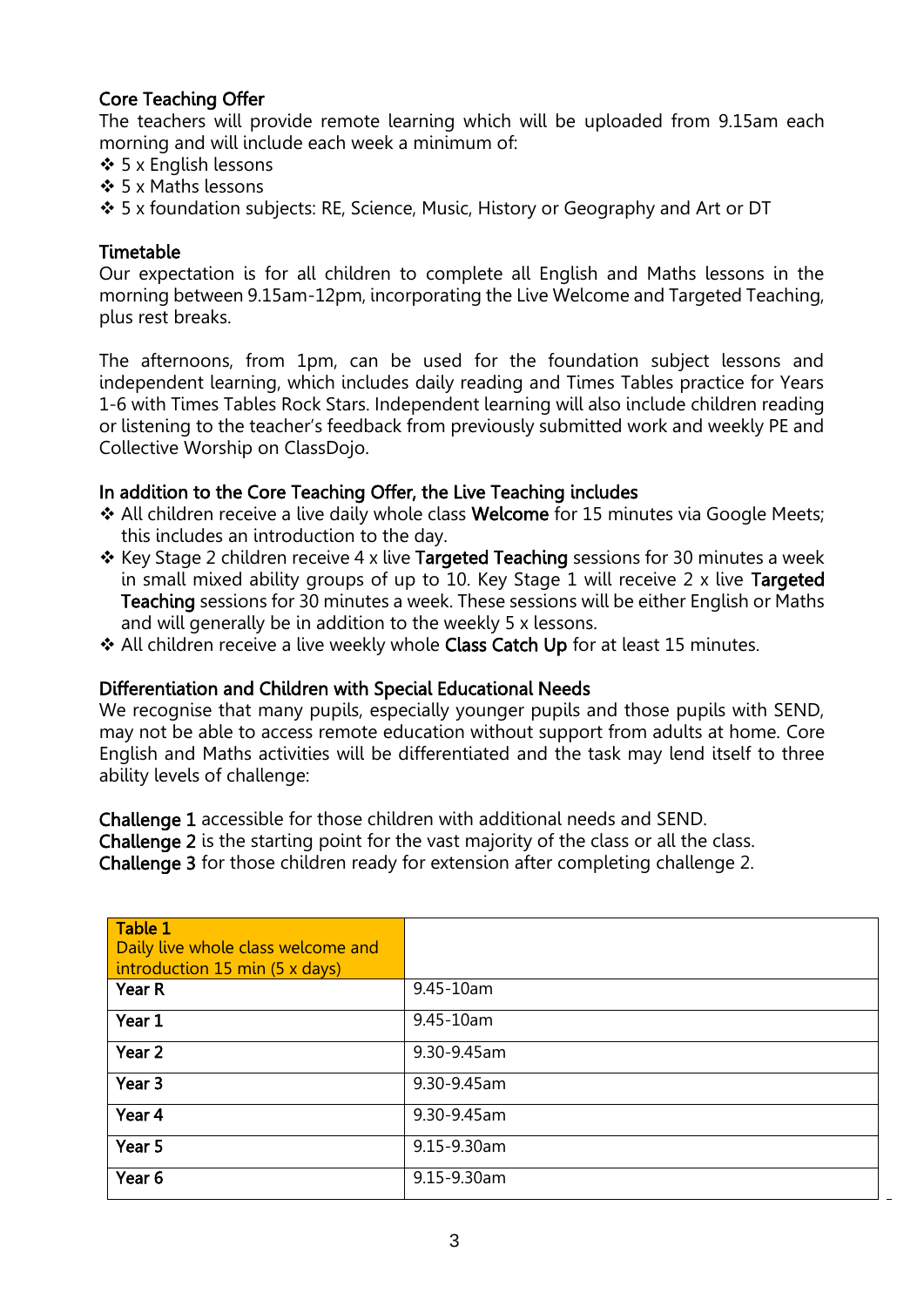### Core Teaching Offer

The teachers will provide remote learning which will be uploaded from 9.15am each morning and will include each week a minimum of:

- 5 x English lessons
- 5 x Maths lessons
- 5 x foundation subjects: RE, Science, Music, History or Geography and Art or DT

### Timetable

Our expectation is for all children to complete all English and Maths lessons in the morning between 9.15am-12pm, incorporating the Live Welcome and Targeted Teaching, plus rest breaks.

The afternoons, from 1pm, can be used for the foundation subject lessons and independent learning, which includes daily reading and Times Tables practice for Years 1-6 with Times Tables Rock Stars. Independent learning will also include children reading or listening to the teacher's feedback from previously submitted work and weekly PE and Collective Worship on ClassDojo.

### In addition to the Core Teaching Offer, the Live Teaching includes

- All children receive a live daily whole class **Welcome** for 15 minutes via Google Meets; this includes an introduction to the day.
- Key Stage 2 children receive 4 x live **Targeted Teaching** sessions for 30 minutes a week in small mixed ability groups of up to 10. Key Stage 1 will receive 2 x live **Targeted Teaching** sessions for 30 minutes a week. These sessions will be either English or Maths and will generally be in addition to the weekly 5 x lessons.
- All children receive a live weekly whole **Class Catch Up** for at least 15 minutes.

### Differentiation and Children with Special Educational Needs

We recognise that many pupils, especially younger pupils and those pupils with SEND, may not be able to access remote education without support from adults at home. Core English and Maths activities will be differentiated and the task may lend itself to three ability levels of challenge:

**Challenge 1** accessible for those children with additional needs and SEND.
**Challenge 2** is the starting point for the vast majority of the class or all the class.
**Challenge 3** for those children ready for extension after completing challenge 2.

| Table 1<br>Daily live whole class welcome and introduction 15 min (5 x days) | |
|---|---|
| Year R | 9.45-10am |
| Year 1 | 9.45-10am |
| Year 2 | 9.30-9.45am |
| Year 3 | 9.30-9.45am |
| Year 4 | 9.30-9.45am |
| Year 5 | 9.15-9.30am |
| Year 6 | 9.15-9.30am |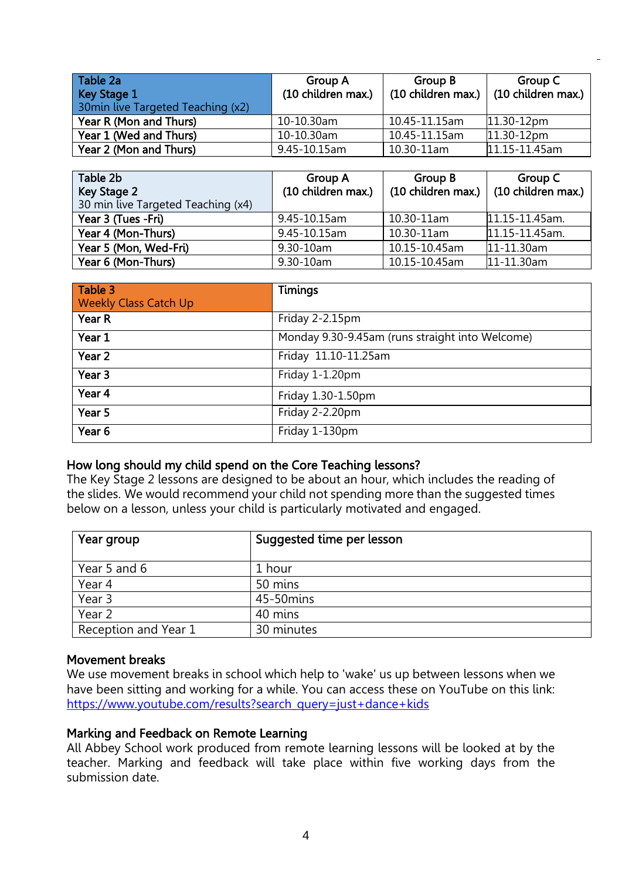| Table 2a<br>Key Stage 1<br>30min live Targeted Teaching (x2) | Group A<br>(10 children max.) | Group B<br>(10 children max.) | Group C<br>(10 children max.) |
|---|---|---|---|
| **Year R (Mon and Thurs)** | 10-10.30am | 10.45-11.15am | 11.30-12pm |
| **Year 1 (Wed and Thurs)** | 10-10.30am | 10.45-11.15am | 11.30-12pm |
| **Year 2 (Mon and Thurs)** | 9.45-10.15am | 10.30-11am | 11.15-11.45am |

| Table 2b<br>Key Stage 2<br>30 min live Targeted Teaching (x4) | Group A<br>(10 children max.) | Group B<br>(10 children max.) | Group C<br>(10 children max.) |
|---|---|---|---|
| **Year 3 (Tues -Fri)** | 9.45-10.15am | 10.30-11am | 11.15-11.45am. |
| **Year 4 (Mon-Thurs)** | 9.45-10.15am | 10.30-11am | 11.15-11.45am. |
| **Year 5 (Mon, Wed-Fri)** | 9.30-10am | 10.15-10.45am | 11-11.30am |
| **Year 6 (Mon-Thurs)** | 9.30-10am | 10.15-10.45am | 11-11.30am |

| Table 3<br>Weekly Class Catch Up | Timings |
|---|---|
| **Year R** | Friday 2-2.15pm |
| **Year 1** | Monday 9.30-9.45am (runs straight into Welcome) |
| **Year 2** | Friday 11.10-11.25am |
| **Year 3** | Friday 1-1.20pm |
| **Year 4** | Friday 1.30-1.50pm |
| **Year 5** | Friday 2-2.20pm |
| **Year 6** | Friday 1-130pm |

### How long should my child spend on the Core Teaching lessons?

The Key Stage 2 lessons are designed to be about an hour, which includes the reading of the slides. We would recommend your child not spending more than the suggested times below on a lesson, unless your child is particularly motivated and engaged.

| Year group | Suggested time per lesson |
|---|---|
| Year 5 and 6 | 1 hour |
| Year 4 | 50 mins |
| Year 3 | 45-50mins |
| Year 2 | 40 mins |
| Reception and Year 1 | 30 minutes |

### Movement breaks

We use movement breaks in school which help to 'wake' us up between lessons when we have been sitting and working for a while. You can access these on YouTube on this link: https://www.youtube.com/results?search_query=just+dance+kids

### Marking and Feedback on Remote Learning

All Abbey School work produced from remote learning lessons will be looked at by the teacher. Marking and feedback will take place within five working days from the submission date.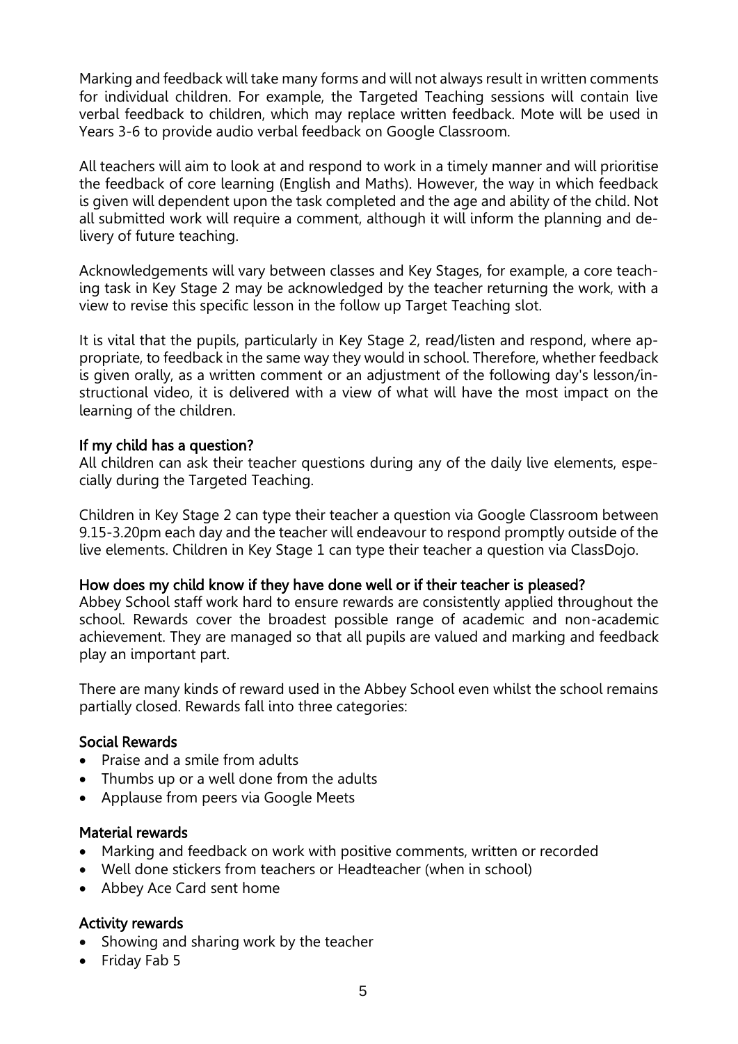Marking and feedback will take many forms and will not always result in written comments for individual children. For example, the Targeted Teaching sessions will contain live verbal feedback to children, which may replace written feedback. Mote will be used in Years 3-6 to provide audio verbal feedback on Google Classroom.

All teachers will aim to look at and respond to work in a timely manner and will prioritise the feedback of core learning (English and Maths). However, the way in which feedback is given will dependent upon the task completed and the age and ability of the child. Not all submitted work will require a comment, although it will inform the planning and delivery of future teaching.

Acknowledgements will vary between classes and Key Stages, for example, a core teaching task in Key Stage 2 may be acknowledged by the teacher returning the work, with a view to revise this specific lesson in the follow up Target Teaching slot.

It is vital that the pupils, particularly in Key Stage 2, read/listen and respond, where appropriate, to feedback in the same way they would in school. Therefore, whether feedback is given orally, as a written comment or an adjustment of the following day's lesson/instructional video, it is delivered with a view of what will have the most impact on the learning of the children.

### If my child has a question?

All children can ask their teacher questions during any of the daily live elements, especially during the Targeted Teaching.

Children in Key Stage 2 can type their teacher a question via Google Classroom between 9.15-3.20pm each day and the teacher will endeavour to respond promptly outside of the live elements. Children in Key Stage 1 can type their teacher a question via ClassDojo.

### How does my child know if they have done well or if their teacher is pleased?

Abbey School staff work hard to ensure rewards are consistently applied throughout the school. Rewards cover the broadest possible range of academic and non-academic achievement. They are managed so that all pupils are valued and marking and feedback play an important part.

There are many kinds of reward used in the Abbey School even whilst the school remains partially closed. Rewards fall into three categories:

### Social Rewards

- Praise and a smile from adults
- Thumbs up or a well done from the adults
- Applause from peers via Google Meets

### Material rewards

- Marking and feedback on work with positive comments, written or recorded
- Well done stickers from teachers or Headteacher (when in school)
- Abbey Ace Card sent home

### Activity rewards

- Showing and sharing work by the teacher
- Friday Fab 5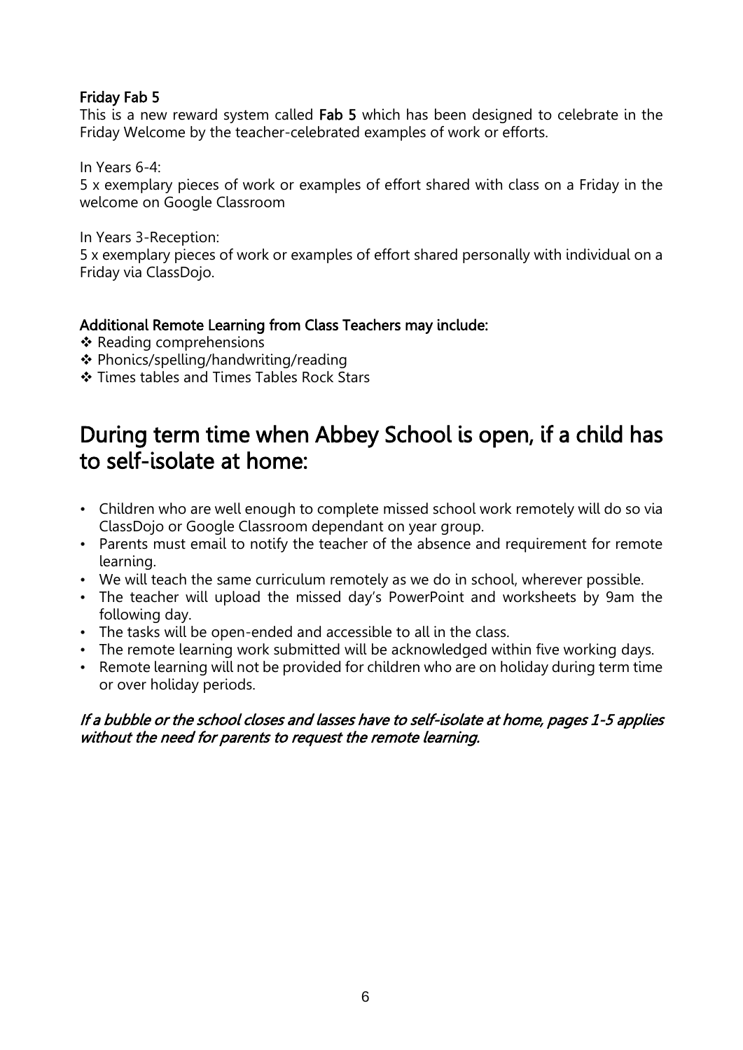**Friday Fab 5**

This is a new reward system called **Fab 5** which has been designed to celebrate in the Friday Welcome by the teacher-celebrated examples of work or efforts.

In Years 6-4:
5 x exemplary pieces of work or examples of effort shared with class on a Friday in the welcome on Google Classroom

In Years 3-Reception:
5 x exemplary pieces of work or examples of effort shared personally with individual on a Friday via ClassDojo.

**Additional Remote Learning from Class Teachers may include:**

- ❖ Reading comprehensions
- ❖ Phonics/spelling/handwriting/reading
- ❖ Times tables and Times Tables Rock Stars

## During term time when Abbey School is open, if a child has to self-isolate at home:

- Children who are well enough to complete missed school work remotely will do so via ClassDojo or Google Classroom dependant on year group.
- Parents must email to notify the teacher of the absence and requirement for remote learning.
- We will teach the same curriculum remotely as we do in school, wherever possible.
- The teacher will upload the missed day's PowerPoint and worksheets by 9am the following day.
- The tasks will be open-ended and accessible to all in the class.
- The remote learning work submitted will be acknowledged within five working days.
- Remote learning will not be provided for children who are on holiday during term time or over holiday periods.

***If a bubble or the school closes and lasses have to self-isolate at home, pages 1-5 applies without the need for parents to request the remote learning.***